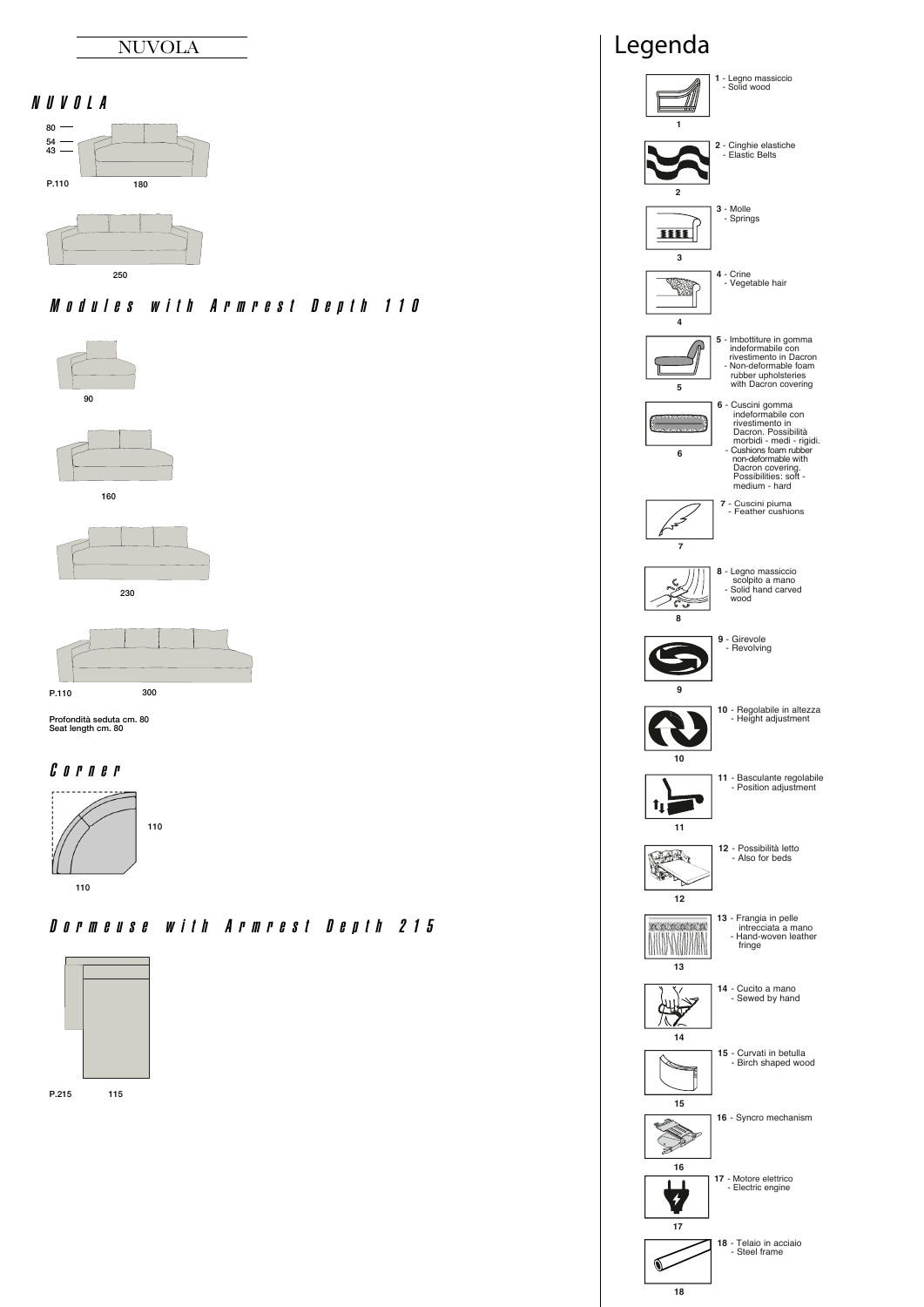# NUVOLA

## NUVOLA

80
54
43

P.110 180

250

## Modules with Armrest Depth 110

90

160

230

P.110 300

Profondità seduta cm. 80
Seat length cm. 80

## Corner

110

110

## Dormeuse with Armrest Depth 215

P.215 115

# Legenda

1 - Legno massiccio
- Solid wood

2 - Cinghie elastiche
- Elastic Belts

3 - Molle
- Springs

4 - Crine
- Vegetable hair

5 - Imbottiture in gomma indeformabile con rivestimento in Dacron
- Non-deformable foam rubber upholsteries with Dacron covering

6 - Cuscini gomma indeformabile con rivestimento in Dacron. Possibilità morbidi - medi - rigidi.
- Cushions foam rubber non-deformable with Dacron covering. Possibilities: soft - medium - hard

7 - Cuscini piuma
- Feather cushions

8 - Legno massiccio scolpito a mano
- Solid hand carved wood

9 - Girevole
- Revolving

10 - Regolabile in altezza
- Height adjustment

11 - Basculante regolabile
- Position adjustment

12 - Possibilità letto
- Also for beds

13 - Frangia in pelle intrecciata a mano
- Hand-woven leather fringe

14 - Cucito a mano
- Sewed by hand

15 - Curvati in betulla
- Birch shaped wood

16 - Syncro mechanism

17 - Motore elettrico
- Electric engine

18 - Telaio in acciaio
- Steel frame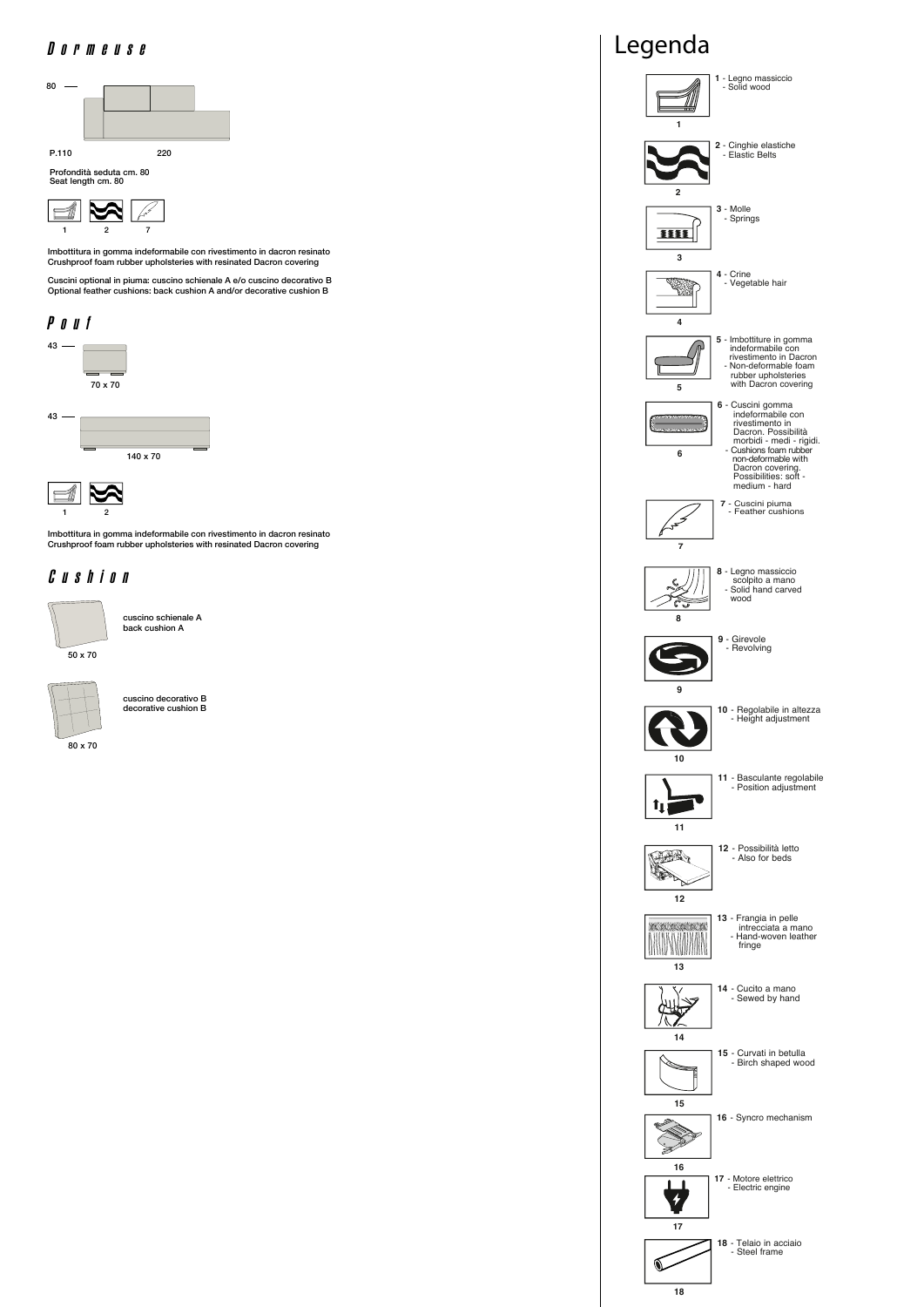## Dormeuse

80

P.110

220

Profondità seduta cm. 80
Seat length cm. 80

1 2 7

Imbottitura in gomma indeformabile con rivestimento in dacron resinato
Crushproof foam rubber upholsteries with resinated Dacron covering

Cuscini optional in piuma: cuscino schienale A e/o cuscino decorativo B
Optional feather cushions: back cushion A and/or decorative cushion B

## Pouf

43

70 x 70

43

140 x 70

1 2

Imbottitura in gomma indeformabile con rivestimento in dacron resinato
Crushproof foam rubber upholsteries with resinated Dacron covering

## Cushion

cuscino schienale A
back cushion A

50 x 70

cuscino decorativo B
decorative cushion B

80 x 70

# Legenda

**1** - Legno massiccio
- Solid wood

**2** - Cinghie elastiche
- Elastic Belts

**3** - Molle
- Springs

**4** - Crine
- Vegetable hair

**5** - Imbottiture in gomma indeformabile con rivestimento in Dacron
- Non-deformable foam rubber upholsteries with Dacron covering

**6** - Cuscini gomma indeformabile con rivestimento in Dacron. Possibilità morbidi - medi - rigidi.
- Cushions foam rubber non-deformable with Dacron covering. Possibilities: soft - medium - hard

**7** - Cuscini piuma
- Feather cushions

**8** - Legno massiccio scolpito a mano
- Solid hand carved wood

**9** - Girevole
- Revolving

**10** - Regolabile in altezza
- Height adjustment

**11** - Basculante regolabile
- Position adjustment

**12** - Possibilità letto
- Also for beds

**13** - Frangia in pelle intrecciata a mano
- Hand-woven leather fringe

**14** - Cucito a mano
- Sewed by hand

**15** - Curvati in betulla
- Birch shaped wood

**16** - Syncro mechanism

**17** - Motore elettrico
- Electric engine

**18** - Telaio in acciaio
- Steel frame